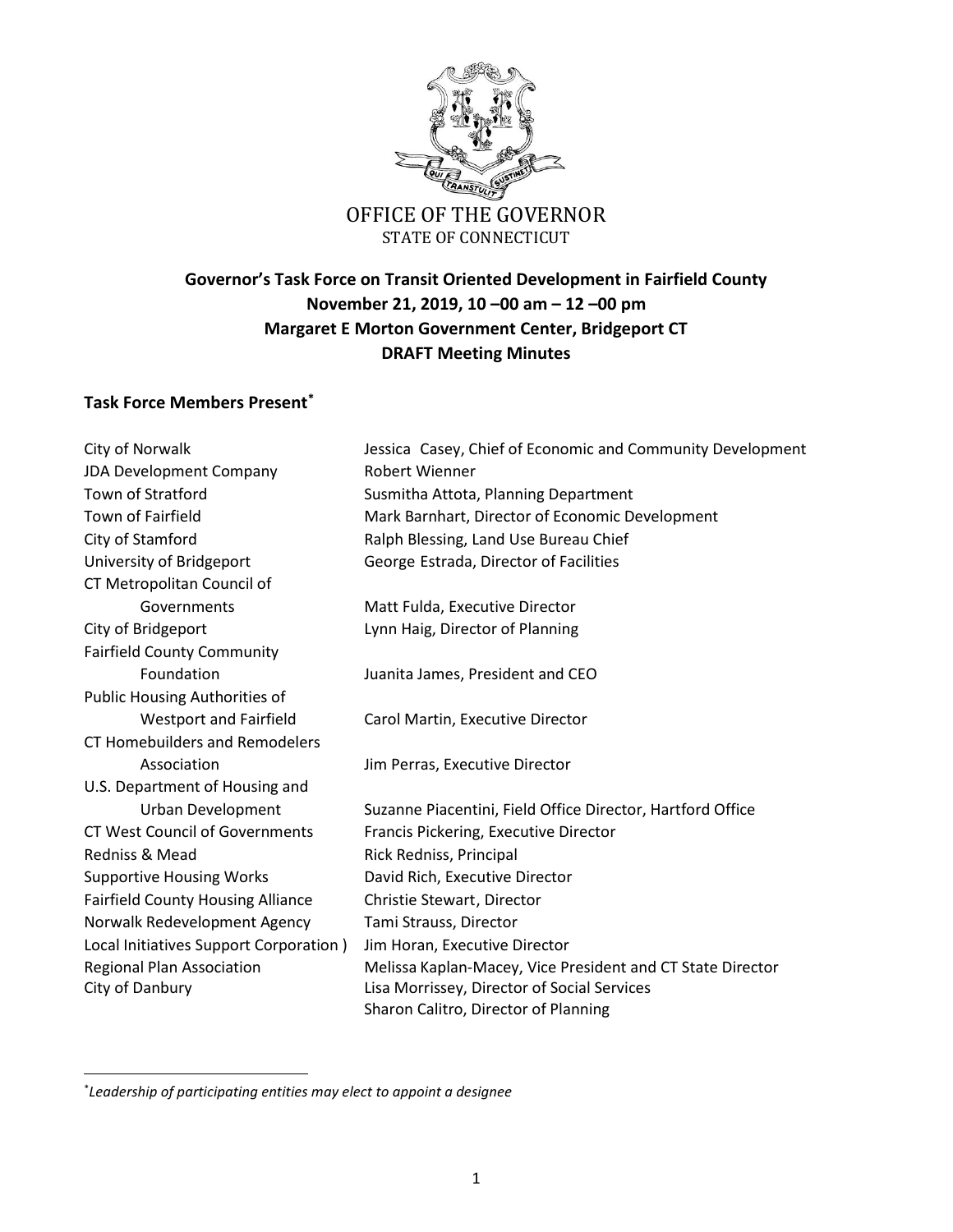OFFICE OF THE GOVERNOR
STATE OF CONNECTICUT

**Governor's Task Force on Transit Oriented Development in Fairfield County**
**November 21, 2019, 10 –00 am – 12 –00 pm**
**Margaret E Morton Government Center, Bridgeport CT**
**DRAFT Meeting Minutes**

## Task Force Members Present*

| | |
|---|---|
| City of Norwalk | Jessica Casey, Chief of Economic and Community Development |
| JDA Development Company | Robert Wienner |
| Town of Stratford | Susmitha Attota, Planning Department |
| Town of Fairfield | Mark Barnhart, Director of Economic Development |
| City of Stamford | Ralph Blessing, Land Use Bureau Chief |
| University of Bridgeport | George Estrada, Director of Facilities |
| CT Metropolitan Council of Governments | Matt Fulda, Executive Director |
| City of Bridgeport | Lynn Haig, Director of Planning |
| Fairfield County Community Foundation | Juanita James, President and CEO |
| Public Housing Authorities of Westport and Fairfield | Carol Martin, Executive Director |
| CT Homebuilders and Remodelers Association | Jim Perras, Executive Director |
| U.S. Department of Housing and Urban Development | Suzanne Piacentini, Field Office Director, Hartford Office |
| CT West Council of Governments | Francis Pickering, Executive Director |
| Redniss & Mead | Rick Redniss, Principal |
| Supportive Housing Works | David Rich, Executive Director |
| Fairfield County Housing Alliance | Christie Stewart, Director |
| Norwalk Redevelopment Agency | Tami Strauss, Director |
| Local Initiatives Support Corporation ) | Jim Horan, Executive Director |
| Regional Plan Association | Melissa Kaplan-Macey, Vice President and CT State Director |
| City of Danbury | Lisa Morrissey, Director of Social Services |
| | Sharon Calitro, Director of Planning |

*Leadership of participating entities may elect to appoint a designee*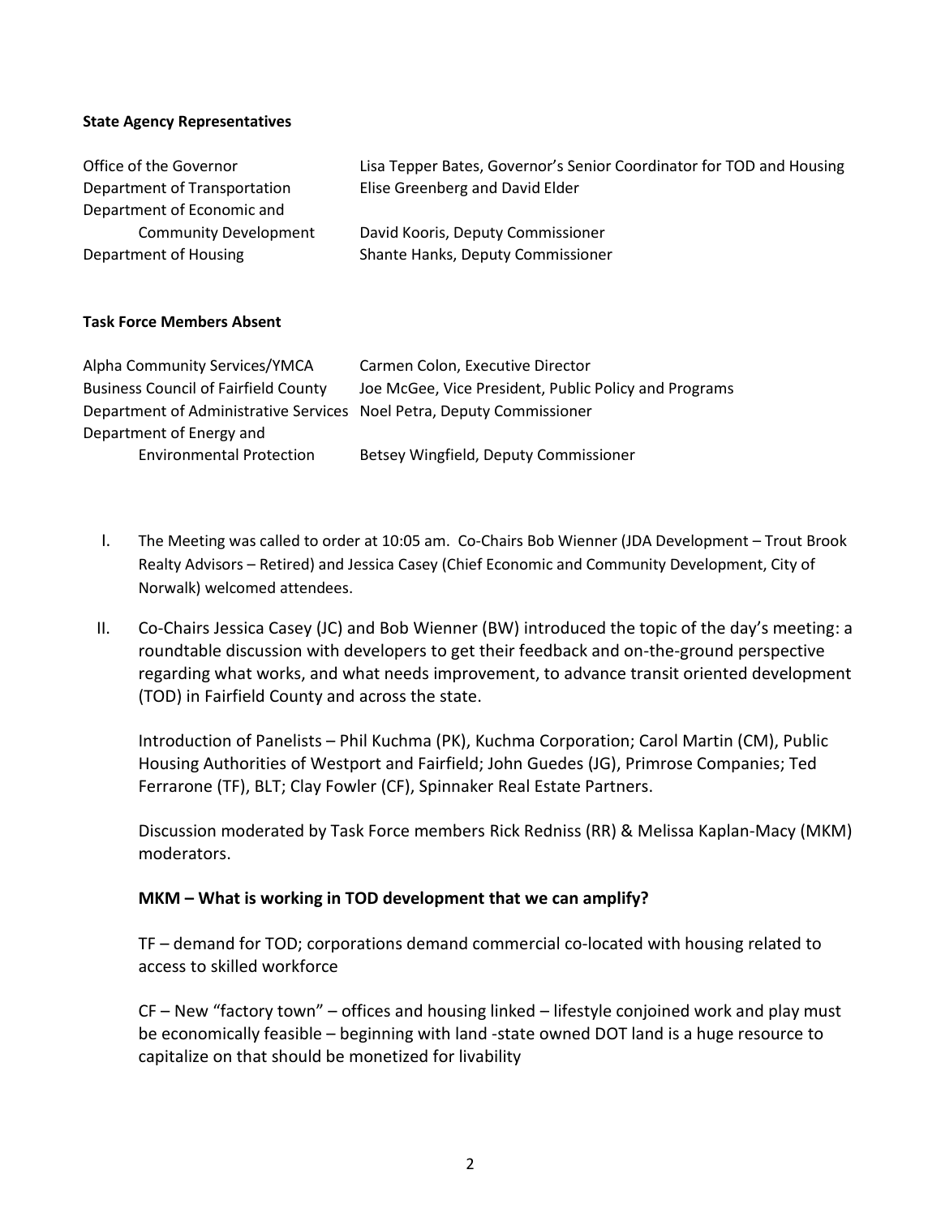**State Agency Representatives**

| | |
|---|---|
| Office of the Governor | Lisa Tepper Bates, Governor's Senior Coordinator for TOD and Housing |
| Department of Transportation | Elise Greenberg and David Elder |
| Department of Economic and Community Development | David Kooris, Deputy Commissioner |
| Department of Housing | Shante Hanks, Deputy Commissioner |

**Task Force Members Absent**

| | |
|---|---|
| Alpha Community Services/YMCA | Carmen Colon, Executive Director |
| Business Council of Fairfield County | Joe McGee, Vice President, Public Policy and Programs |
| Department of Administrative Services | Noel Petra, Deputy Commissioner |
| Department of Energy and Environmental Protection | Betsey Wingfield, Deputy Commissioner |

I. The Meeting was called to order at 10:05 am. Co-Chairs Bob Wienner (JDA Development – Trout Brook Realty Advisors – Retired) and Jessica Casey (Chief Economic and Community Development, City of Norwalk) welcomed attendees.

II. Co-Chairs Jessica Casey (JC) and Bob Wienner (BW) introduced the topic of the day's meeting: a roundtable discussion with developers to get their feedback and on-the-ground perspective regarding what works, and what needs improvement, to advance transit oriented development (TOD) in Fairfield County and across the state.

   Introduction of Panelists – Phil Kuchma (PK), Kuchma Corporation; Carol Martin (CM), Public Housing Authorities of Westport and Fairfield; John Guedes (JG), Primrose Companies; Ted Ferrarone (TF), BLT; Clay Fowler (CF), Spinnaker Real Estate Partners.

   Discussion moderated by Task Force members Rick Redniss (RR) & Melissa Kaplan-Macy (MKM) moderators.

   **MKM – What is working in TOD development that we can amplify?**

   TF – demand for TOD; corporations demand commercial co-located with housing related to access to skilled workforce

   CF – New "factory town" – offices and housing linked – lifestyle conjoined work and play must be economically feasible – beginning with land -state owned DOT land is a huge resource to capitalize on that should be monetized for livability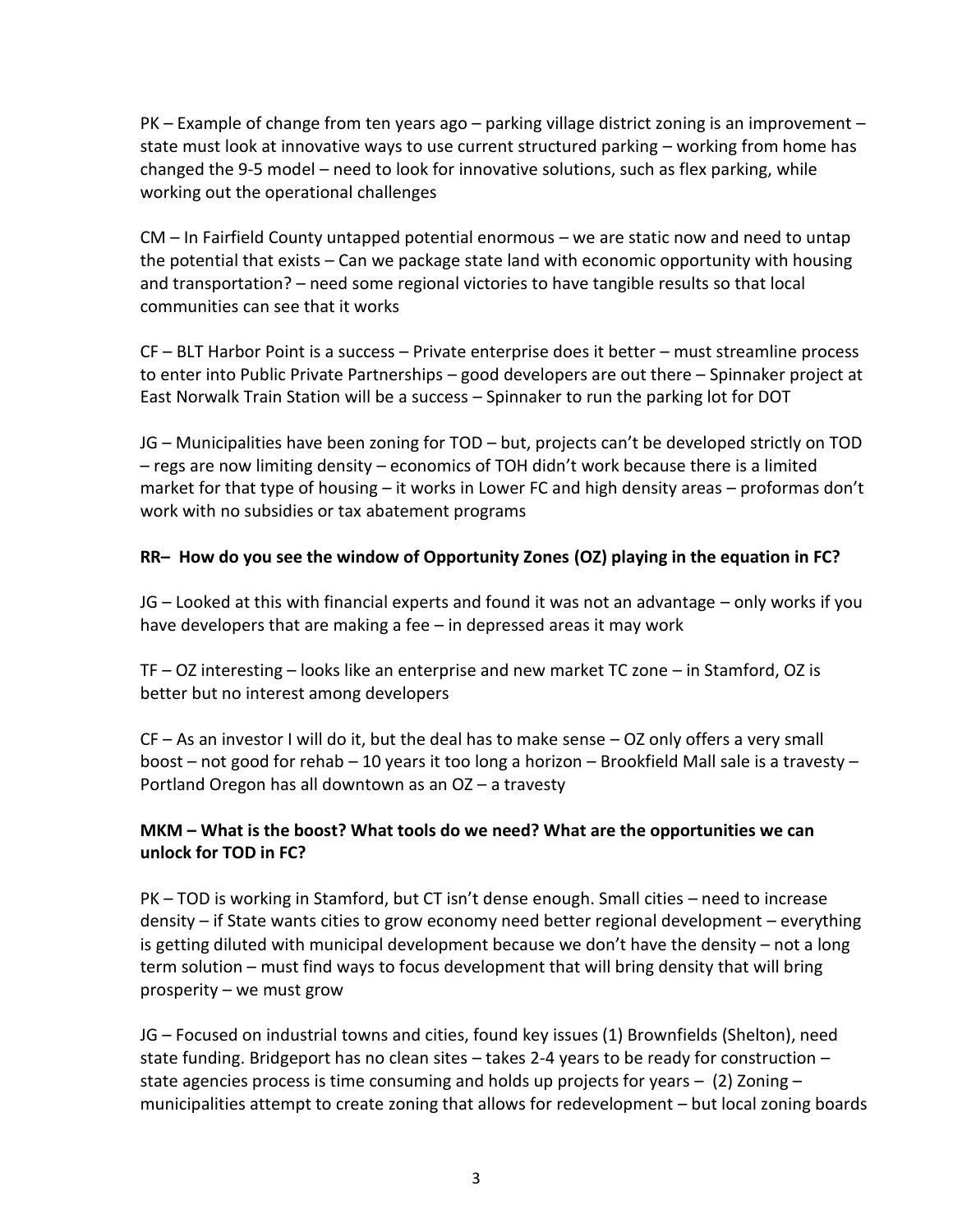PK – Example of change from ten years ago – parking village district zoning is an improvement – state must look at innovative ways to use current structured parking – working from home has changed the 9-5 model – need to look for innovative solutions, such as flex parking, while working out the operational challenges

CM – In Fairfield County untapped potential enormous – we are static now and need to untap the potential that exists – Can we package state land with economic opportunity with housing and transportation? – need some regional victories to have tangible results so that local communities can see that it works

CF – BLT Harbor Point is a success – Private enterprise does it better – must streamline process to enter into Public Private Partnerships – good developers are out there – Spinnaker project at East Norwalk Train Station will be a success – Spinnaker to run the parking lot for DOT

JG – Municipalities have been zoning for TOD – but, projects can't be developed strictly on TOD – regs are now limiting density – economics of TOH didn't work because there is a limited market for that type of housing – it works in Lower FC and high density areas – proformas don't work with no subsidies or tax abatement programs

**RR– How do you see the window of Opportunity Zones (OZ) playing in the equation in FC?**

JG – Looked at this with financial experts and found it was not an advantage – only works if you have developers that are making a fee – in depressed areas it may work

TF – OZ interesting – looks like an enterprise and new market TC zone – in Stamford, OZ is better but no interest among developers

CF – As an investor I will do it, but the deal has to make sense – OZ only offers a very small boost – not good for rehab – 10 years it too long a horizon – Brookfield Mall sale is a travesty – Portland Oregon has all downtown as an OZ – a travesty

**MKM – What is the boost? What tools do we need? What are the opportunities we can unlock for TOD in FC?**

PK – TOD is working in Stamford, but CT isn't dense enough. Small cities – need to increase density – if State wants cities to grow economy need better regional development – everything is getting diluted with municipal development because we don't have the density – not a long term solution – must find ways to focus development that will bring density that will bring prosperity – we must grow

JG – Focused on industrial towns and cities, found key issues (1) Brownfields (Shelton), need state funding. Bridgeport has no clean sites – takes 2-4 years to be ready for construction – state agencies process is time consuming and holds up projects for years – (2) Zoning – municipalities attempt to create zoning that allows for redevelopment – but local zoning boards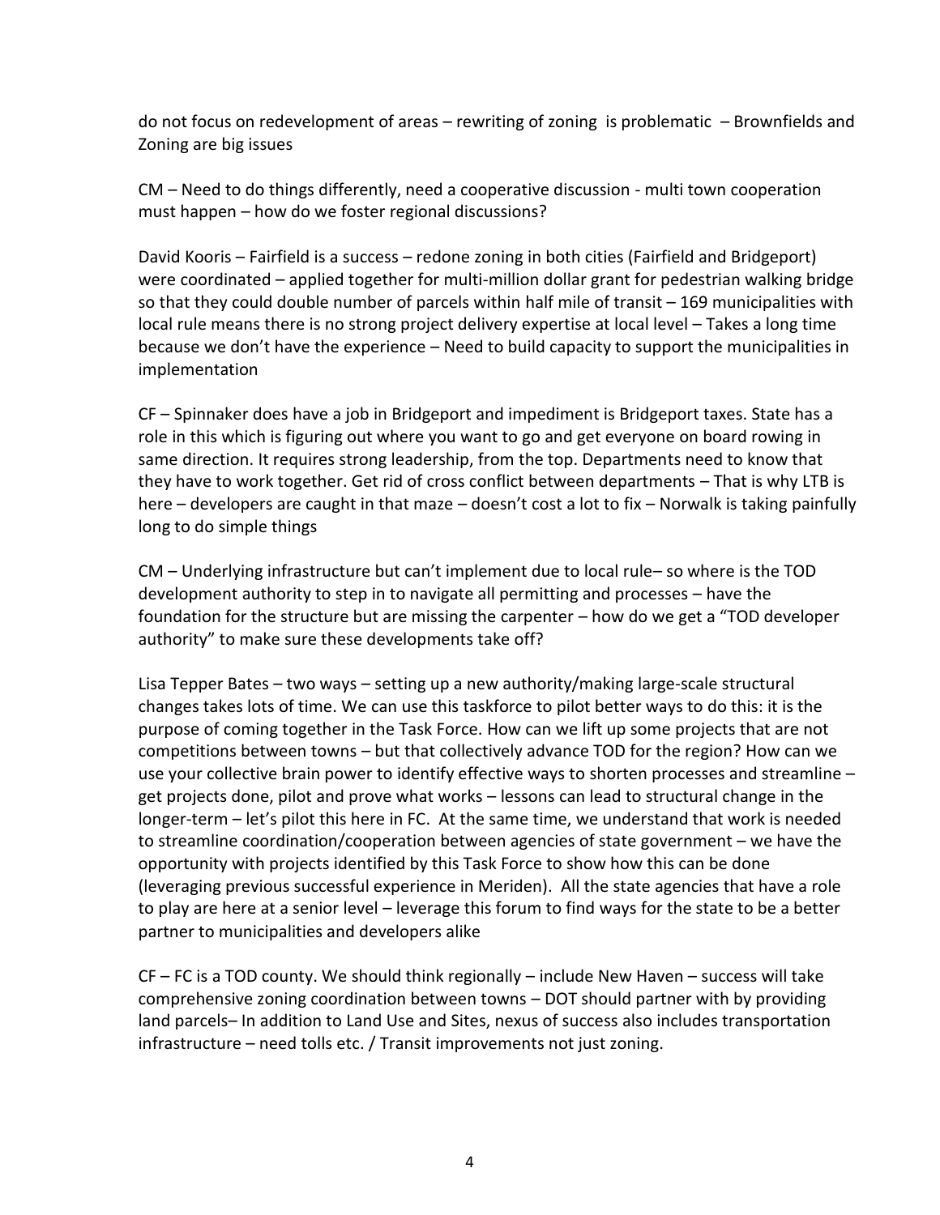do not focus on redevelopment of areas – rewriting of zoning  is problematic  – Brownfields and Zoning are big issues

CM – Need to do things differently, need a cooperative discussion - multi town cooperation must happen – how do we foster regional discussions?

David Kooris – Fairfield is a success – redone zoning in both cities (Fairfield and Bridgeport) were coordinated – applied together for multi-million dollar grant for pedestrian walking bridge so that they could double number of parcels within half mile of transit – 169 municipalities with local rule means there is no strong project delivery expertise at local level – Takes a long time because we don't have the experience – Need to build capacity to support the municipalities in implementation

CF – Spinnaker does have a job in Bridgeport and impediment is Bridgeport taxes. State has a role in this which is figuring out where you want to go and get everyone on board rowing in same direction. It requires strong leadership, from the top. Departments need to know that they have to work together. Get rid of cross conflict between departments – That is why LTB is here – developers are caught in that maze – doesn't cost a lot to fix – Norwalk is taking painfully long to do simple things

CM – Underlying infrastructure but can't implement due to local rule– so where is the TOD development authority to step in to navigate all permitting and processes – have the foundation for the structure but are missing the carpenter – how do we get a "TOD developer authority" to make sure these developments take off?

Lisa Tepper Bates – two ways – setting up a new authority/making large-scale structural changes takes lots of time. We can use this taskforce to pilot better ways to do this: it is the purpose of coming together in the Task Force. How can we lift up some projects that are not competitions between towns – but that collectively advance TOD for the region? How can we use your collective brain power to identify effective ways to shorten processes and streamline – get projects done, pilot and prove what works – lessons can lead to structural change in the longer-term – let's pilot this here in FC.  At the same time, we understand that work is needed to streamline coordination/cooperation between agencies of state government – we have the opportunity with projects identified by this Task Force to show how this can be done (leveraging previous successful experience in Meriden).  All the state agencies that have a role to play are here at a senior level – leverage this forum to find ways for the state to be a better partner to municipalities and developers alike

CF – FC is a TOD county. We should think regionally – include New Haven – success will take comprehensive zoning coordination between towns – DOT should partner with by providing land parcels– In addition to Land Use and Sites, nexus of success also includes transportation infrastructure – need tolls etc. / Transit improvements not just zoning.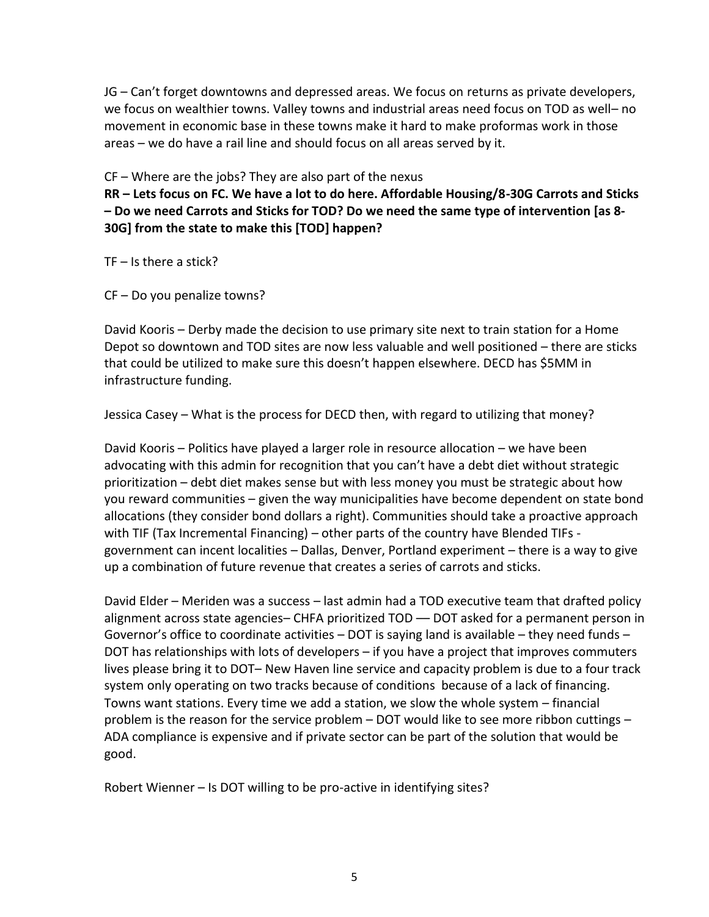JG – Can't forget downtowns and depressed areas. We focus on returns as private developers, we focus on wealthier towns. Valley towns and industrial areas need focus on TOD as well– no movement in economic base in these towns make it hard to make proformas work in those areas – we do have a rail line and should focus on all areas served by it.

CF – Where are the jobs? They are also part of the nexus

**RR – Lets focus on FC. We have a lot to do here. Affordable Housing/8-30G Carrots and Sticks – Do we need Carrots and Sticks for TOD? Do we need the same type of intervention [as 8-30G] from the state to make this [TOD] happen?**

TF – Is there a stick?

CF – Do you penalize towns?

David Kooris – Derby made the decision to use primary site next to train station for a Home Depot so downtown and TOD sites are now less valuable and well positioned – there are sticks that could be utilized to make sure this doesn't happen elsewhere. DECD has $5MM in infrastructure funding.

Jessica Casey – What is the process for DECD then, with regard to utilizing that money?

David Kooris – Politics have played a larger role in resource allocation – we have been advocating with this admin for recognition that you can't have a debt diet without strategic prioritization – debt diet makes sense but with less money you must be strategic about how you reward communities – given the way municipalities have become dependent on state bond allocations (they consider bond dollars a right). Communities should take a proactive approach with TIF (Tax Incremental Financing) – other parts of the country have Blended TIFs - government can incent localities – Dallas, Denver, Portland experiment – there is a way to give up a combination of future revenue that creates a series of carrots and sticks.

David Elder – Meriden was a success – last admin had a TOD executive team that drafted policy alignment across state agencies– CHFA prioritized TOD — DOT asked for a permanent person in Governor's office to coordinate activities – DOT is saying land is available – they need funds – DOT has relationships with lots of developers – if you have a project that improves commuters lives please bring it to DOT– New Haven line service and capacity problem is due to a four track system only operating on two tracks because of conditions because of a lack of financing. Towns want stations. Every time we add a station, we slow the whole system – financial problem is the reason for the service problem – DOT would like to see more ribbon cuttings – ADA compliance is expensive and if private sector can be part of the solution that would be good.

Robert Wienner – Is DOT willing to be pro-active in identifying sites?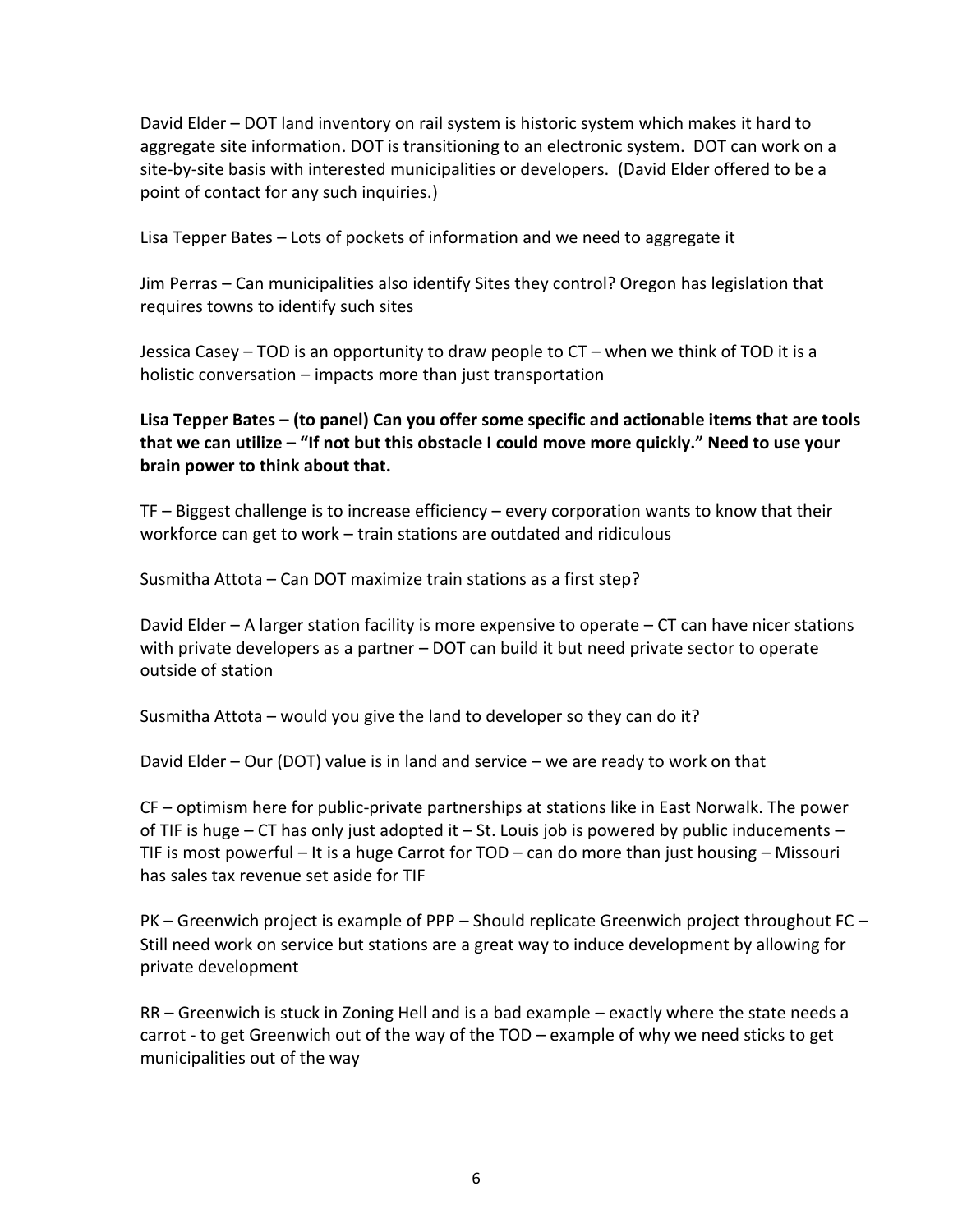David Elder – DOT land inventory on rail system is historic system which makes it hard to aggregate site information. DOT is transitioning to an electronic system. DOT can work on a site-by-site basis with interested municipalities or developers. (David Elder offered to be a point of contact for any such inquiries.)

Lisa Tepper Bates – Lots of pockets of information and we need to aggregate it

Jim Perras – Can municipalities also identify Sites they control? Oregon has legislation that requires towns to identify such sites

Jessica Casey – TOD is an opportunity to draw people to CT – when we think of TOD it is a holistic conversation – impacts more than just transportation

**Lisa Tepper Bates – (to panel) Can you offer some specific and actionable items that are tools that we can utilize – "If not but this obstacle I could move more quickly." Need to use your brain power to think about that.**

TF – Biggest challenge is to increase efficiency – every corporation wants to know that their workforce can get to work – train stations are outdated and ridiculous

Susmitha Attota – Can DOT maximize train stations as a first step?

David Elder – A larger station facility is more expensive to operate – CT can have nicer stations with private developers as a partner – DOT can build it but need private sector to operate outside of station

Susmitha Attota – would you give the land to developer so they can do it?

David Elder – Our (DOT) value is in land and service – we are ready to work on that

CF – optimism here for public-private partnerships at stations like in East Norwalk. The power of TIF is huge – CT has only just adopted it – St. Louis job is powered by public inducements – TIF is most powerful – It is a huge Carrot for TOD – can do more than just housing – Missouri has sales tax revenue set aside for TIF

PK – Greenwich project is example of PPP – Should replicate Greenwich project throughout FC – Still need work on service but stations are a great way to induce development by allowing for private development

RR – Greenwich is stuck in Zoning Hell and is a bad example – exactly where the state needs a carrot - to get Greenwich out of the way of the TOD – example of why we need sticks to get municipalities out of the way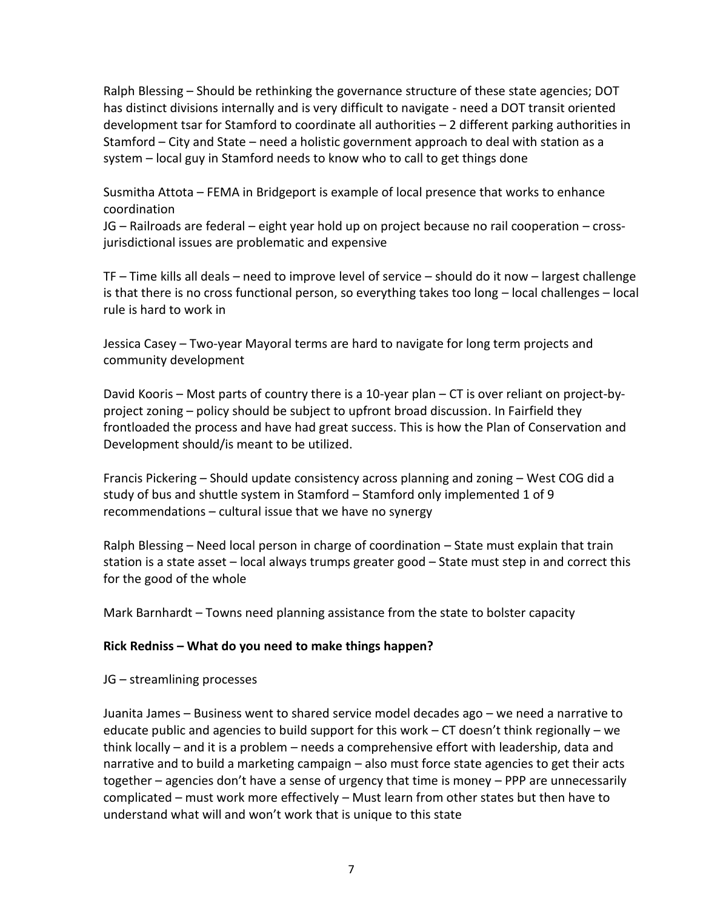Ralph Blessing – Should be rethinking the governance structure of these state agencies; DOT has distinct divisions internally and is very difficult to navigate - need a DOT transit oriented development tsar for Stamford to coordinate all authorities – 2 different parking authorities in Stamford – City and State – need a holistic government approach to deal with station as a system – local guy in Stamford needs to know who to call to get things done

Susmitha Attota – FEMA in Bridgeport is example of local presence that works to enhance coordination
JG – Railroads are federal – eight year hold up on project because no rail cooperation – cross-jurisdictional issues are problematic and expensive

TF – Time kills all deals – need to improve level of service – should do it now – largest challenge is that there is no cross functional person, so everything takes too long – local challenges – local rule is hard to work in

Jessica Casey – Two-year Mayoral terms are hard to navigate for long term projects and community development

David Kooris – Most parts of country there is a 10-year plan – CT is over reliant on project-by-project zoning – policy should be subject to upfront broad discussion. In Fairfield they frontloaded the process and have had great success. This is how the Plan of Conservation and Development should/is meant to be utilized.

Francis Pickering – Should update consistency across planning and zoning – West COG did a study of bus and shuttle system in Stamford – Stamford only implemented 1 of 9 recommendations – cultural issue that we have no synergy

Ralph Blessing – Need local person in charge of coordination – State must explain that train station is a state asset – local always trumps greater good – State must step in and correct this for the good of the whole

Mark Barnhardt – Towns need planning assistance from the state to bolster capacity

**Rick Redniss – What do you need to make things happen?**

JG – streamlining processes

Juanita James – Business went to shared service model decades ago – we need a narrative to educate public and agencies to build support for this work – CT doesn't think regionally – we think locally – and it is a problem – needs a comprehensive effort with leadership, data and narrative and to build a marketing campaign – also must force state agencies to get their acts together – agencies don't have a sense of urgency that time is money – PPP are unnecessarily complicated – must work more effectively – Must learn from other states but then have to understand what will and won't work that is unique to this state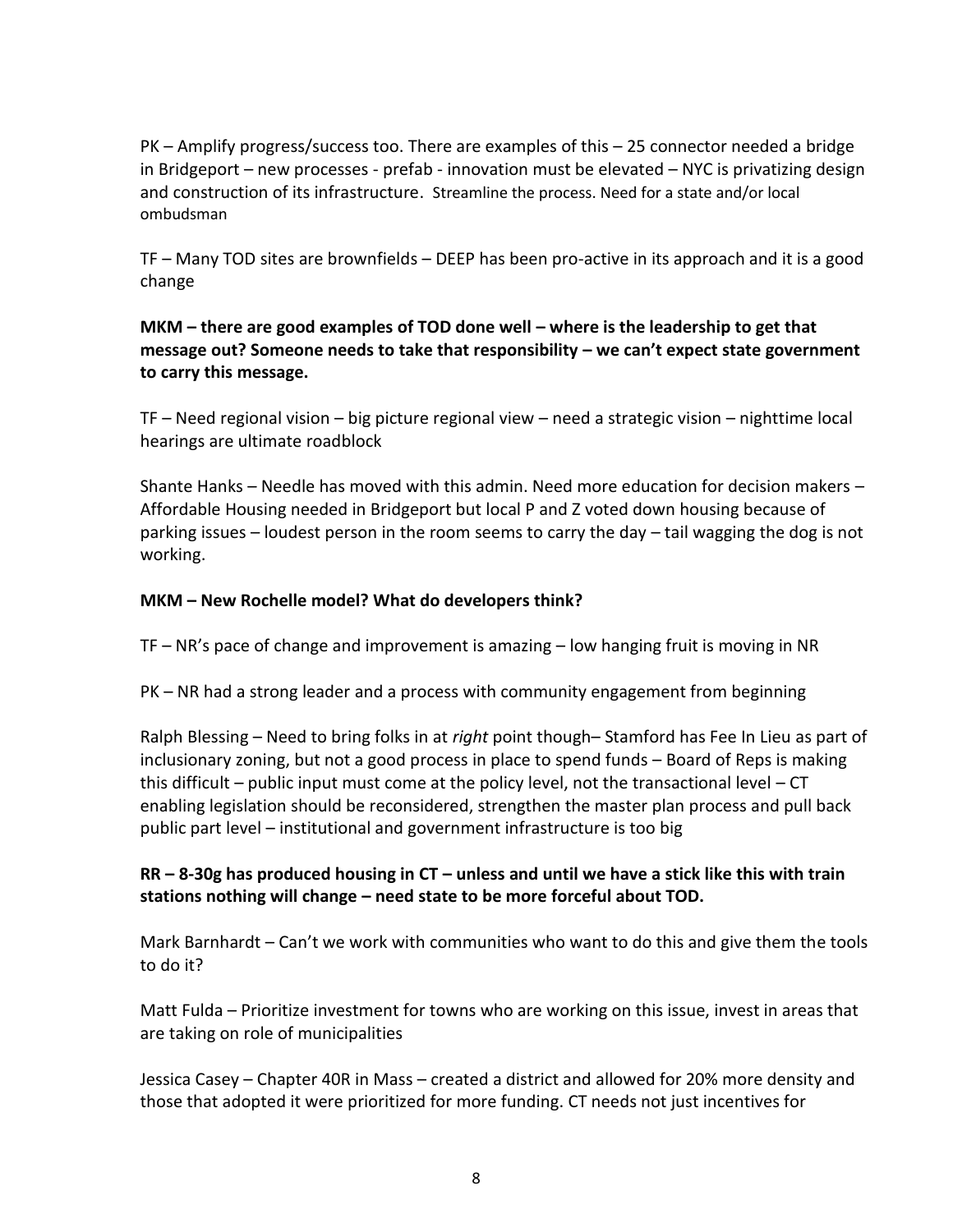PK – Amplify progress/success too. There are examples of this – 25 connector needed a bridge in Bridgeport – new processes - prefab - innovation must be elevated – NYC is privatizing design and construction of its infrastructure. Streamline the process. Need for a state and/or local ombudsman

TF – Many TOD sites are brownfields – DEEP has been pro-active in its approach and it is a good change

**MKM – there are good examples of TOD done well – where is the leadership to get that message out? Someone needs to take that responsibility – we can't expect state government to carry this message.**

TF – Need regional vision – big picture regional view – need a strategic vision – nighttime local hearings are ultimate roadblock

Shante Hanks – Needle has moved with this admin. Need more education for decision makers – Affordable Housing needed in Bridgeport but local P and Z voted down housing because of parking issues – loudest person in the room seems to carry the day – tail wagging the dog is not working.

**MKM – New Rochelle model? What do developers think?**

TF – NR's pace of change and improvement is amazing – low hanging fruit is moving in NR

PK – NR had a strong leader and a process with community engagement from beginning

Ralph Blessing – Need to bring folks in at *right* point though– Stamford has Fee In Lieu as part of inclusionary zoning, but not a good process in place to spend funds – Board of Reps is making this difficult – public input must come at the policy level, not the transactional level – CT enabling legislation should be reconsidered, strengthen the master plan process and pull back public part level – institutional and government infrastructure is too big

**RR – 8-30g has produced housing in CT – unless and until we have a stick like this with train stations nothing will change – need state to be more forceful about TOD.**

Mark Barnhardt – Can't we work with communities who want to do this and give them the tools to do it?

Matt Fulda – Prioritize investment for towns who are working on this issue, invest in areas that are taking on role of municipalities

Jessica Casey – Chapter 40R in Mass – created a district and allowed for 20% more density and those that adopted it were prioritized for more funding. CT needs not just incentives for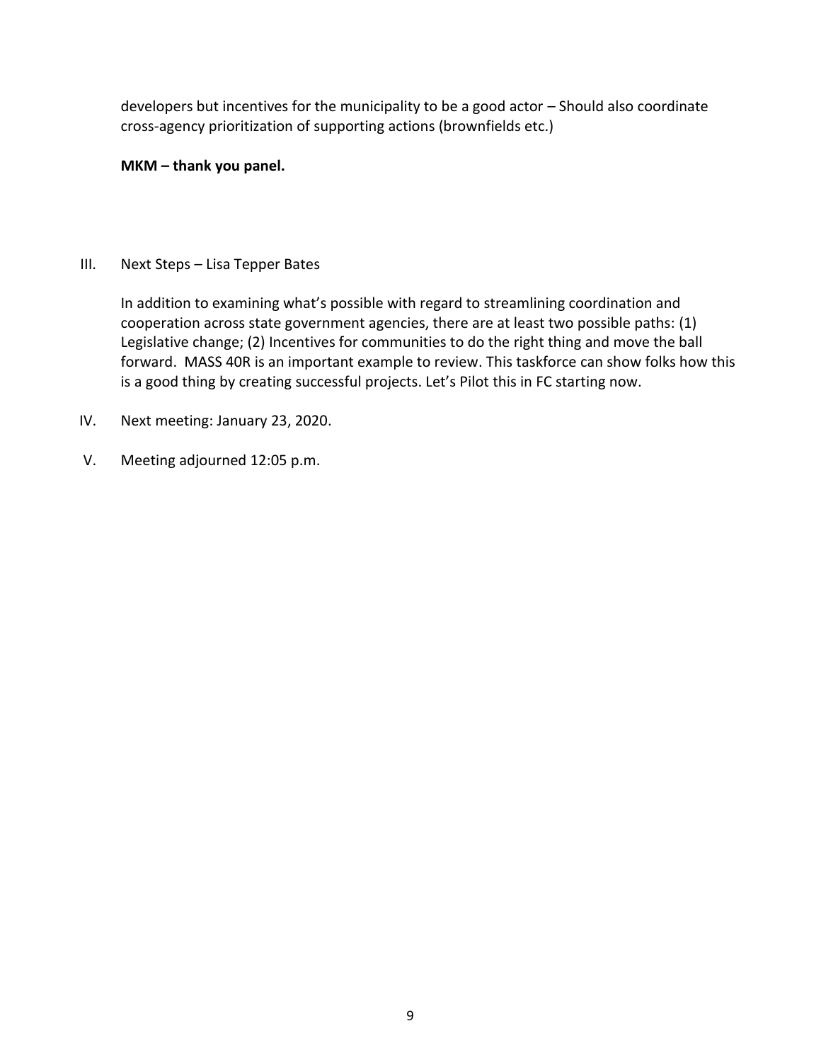developers but incentives for the municipality to be a good actor – Should also coordinate cross-agency prioritization of supporting actions (brownfields etc.)

**MKM – thank you panel.**

III. Next Steps – Lisa Tepper Bates

In addition to examining what's possible with regard to streamlining coordination and cooperation across state government agencies, there are at least two possible paths: (1) Legislative change; (2) Incentives for communities to do the right thing and move the ball forward. MASS 40R is an important example to review. This taskforce can show folks how this is a good thing by creating successful projects. Let's Pilot this in FC starting now.

IV. Next meeting: January 23, 2020.

V. Meeting adjourned 12:05 p.m.